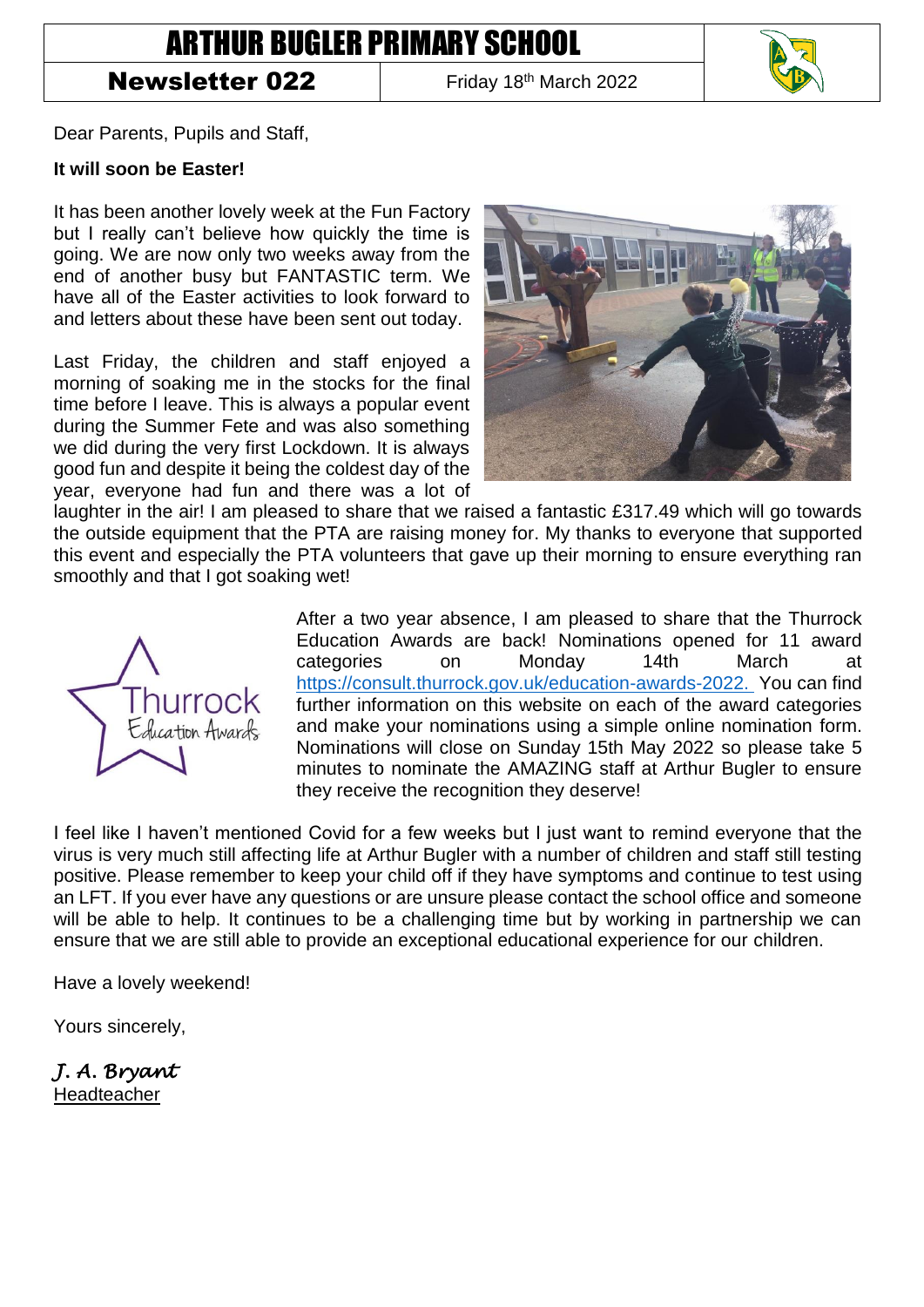# ARTHUR BUGLER PRIMARY SCHOOL

**Newsletter 022** | Friday 18th March 2022

Dear Parents, Pupils and Staff,

**It will soon be Easter!**

It has been another lovely week at the Fun Factory but I really can't believe how quickly the time is going. We are now only two weeks away from the end of another busy but FANTASTIC term. We have all of the Easter activities to look forward to and letters about these have been sent out today.

Last Friday, the children and staff enjoyed a morning of soaking me in the stocks for the final time before I leave. This is always a popular event during the Summer Fete and was also something we did during the very first Lockdown. It is always good fun and despite it being the coldest day of the year, everyone had fun and there was a lot of laughter in the air! I am pleased to share that we raised a fantastic £317.49 which will go towards the outside equipment that the PTA are raising money for. My thanks to everyone that supported this event and especially the PTA volunteers that gave up their morning to ensure everything ran smoothly and that I got soaking wet!

After a two year absence, I am pleased to share that the Thurrock Education Awards are back! Nominations opened for 11 award categories on Monday 14th March at https://consult.thurrock.gov.uk/education-awards-2022. You can find further information on this website on each of the award categories and make your nominations using a simple online nomination form. Nominations will close on Sunday 15th May 2022 so please take 5 minutes to nominate the AMAZING staff at Arthur Bugler to ensure they receive the recognition they deserve!

I feel like I haven't mentioned Covid for a few weeks but I just want to remind everyone that the virus is very much still affecting life at Arthur Bugler with a number of children and staff still testing positive. Please remember to keep your child off if they have symptoms and continue to test using an LFT. If you ever have any questions or are unsure please contact the school office and someone will be able to help. It continues to be a challenging time but by working in partnership we can ensure that we are still able to provide an exceptional educational experience for our children.

Have a lovely weekend!

Yours sincerely,

*J. A. Bryant*
Headteacher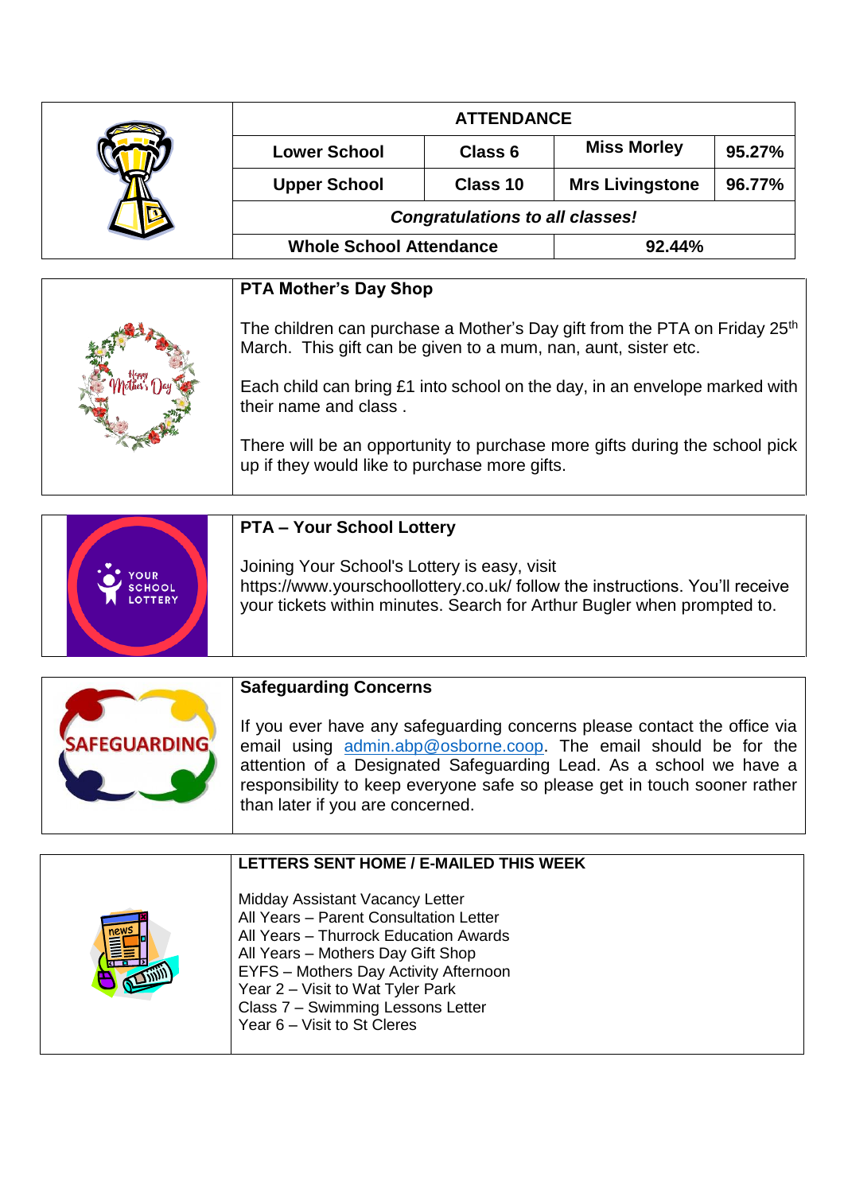| ATTENDANCE | | | |
|---|---|---|---|
| Lower School | Class 6 | Miss Morley | 95.27% |
| Upper School | Class 10 | Mrs Livingstone | 96.77% |
| ***Congratulations to all classes!*** | | | |
| **Whole School Attendance** | | **92.44%** | |

## PTA Mother's Day Shop

The children can purchase a Mother's Day gift from the PTA on Friday 25th March. This gift can be given to a mum, nan, aunt, sister etc.

Each child can bring £1 into school on the day, in an envelope marked with their name and class .

There will be an opportunity to purchase more gifts during the school pick up if they would like to purchase more gifts.

## PTA – Your School Lottery

Joining Your School's Lottery is easy, visit https://www.yourschoollottery.co.uk/ follow the instructions. You'll receive your tickets within minutes. Search for Arthur Bugler when prompted to.

## Safeguarding Concerns

If you ever have any safeguarding concerns please contact the office via email using admin.abp@osborne.coop. The email should be for the attention of a Designated Safeguarding Lead. As a school we have a responsibility to keep everyone safe so please get in touch sooner rather than later if you are concerned.

## LETTERS SENT HOME / E-MAILED THIS WEEK

Midday Assistant Vacancy Letter
All Years – Parent Consultation Letter
All Years – Thurrock Education Awards
All Years – Mothers Day Gift Shop
EYFS – Mothers Day Activity Afternoon
Year 2 – Visit to Wat Tyler Park
Class 7 – Swimming Lessons Letter
Year 6 – Visit to St Cleres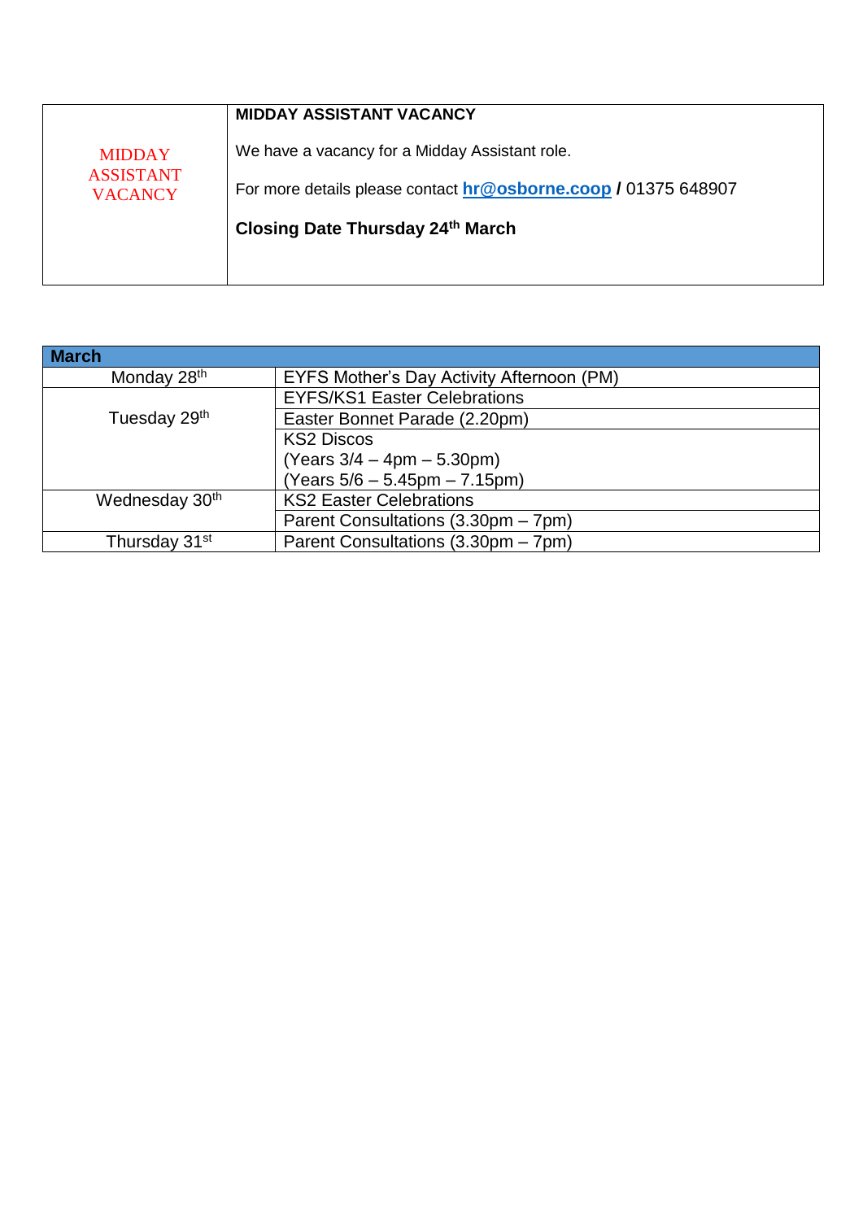| MIDDAY ASSISTANT VACANCY | **MIDDAY ASSISTANT VACANCY**<br><br>We have a vacancy for a Midday Assistant role.<br><br>For more details please contact **hr@osborne.coop /** 01375 648907<br><br>**Closing Date Thursday 24th March** |
|---|---|

| March | |
|---|---|
| Monday 28th | EYFS Mother's Day Activity Afternoon (PM) |
| Tuesday 29th | EYFS/KS1 Easter Celebrations |
| | Easter Bonnet Parade (2.20pm) |
| | KS2 Discos<br>(Years 3/4 – 4pm – 5.30pm)<br>(Years 5/6 – 5.45pm – 7.15pm) |
| Wednesday 30th | KS2 Easter Celebrations |
| | Parent Consultations (3.30pm – 7pm) |
| Thursday 31st | Parent Consultations (3.30pm – 7pm) |